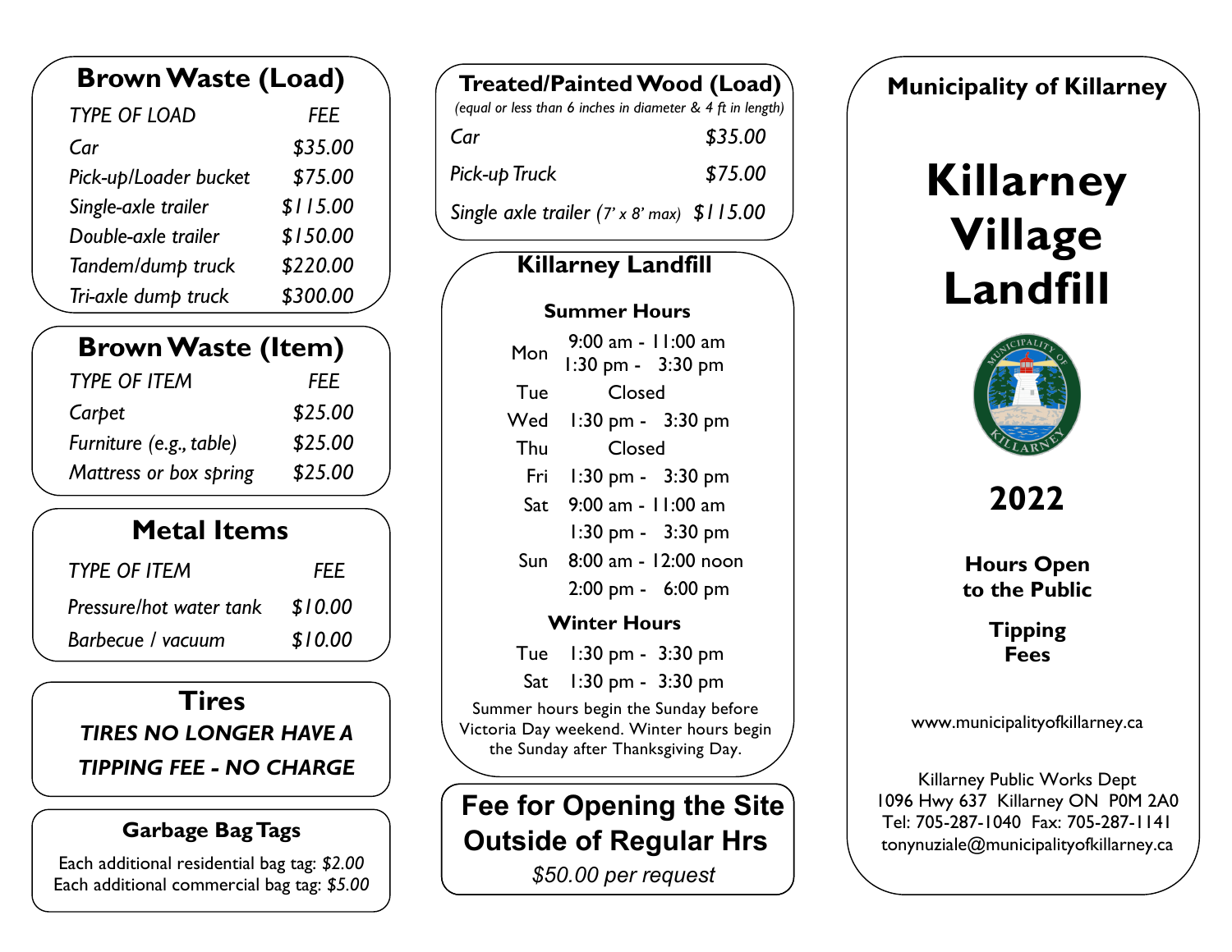## Brown Waste (Load)

| *TYPE OF LOAD* | *FEE* |
|---|---|
| *Car* | *$35.00* |
| *Pick-up/Loader bucket* | *$75.00* |
| *Single-axle trailer* | *$115.00* |
| *Double-axle trailer* | *$150.00* |
| *Tandem/dump truck* | *$220.00* |
| *Tri-axle dump truck* | *$300.00* |

## Brown Waste (Item)

| *TYPE OF ITEM* | *FEE* |
|---|---|
| *Carpet* | *$25.00* |
| *Furniture (e.g., table)* | *$25.00* |
| *Mattress or box spring* | *$25.00* |

## Metal Items

| *TYPE OF ITEM* | *FEE* |
|---|---|
| *Pressure/hot water tank* | *$10.00* |
| *Barbecue / vacuum* | *$10.00* |

## Tires

***TIRES NO LONGER HAVE A TIPPING FEE - NO CHARGE***

## Garbage Bag Tags

Each additional residential bag tag: *$2.00*
Each additional commercial bag tag: *$5.00*

## Treated/Painted Wood (Load)

*(equal or less than 6 inches in diameter & 4 ft in length)*

| | |
|---|---|
| *Car* | *$35.00* |
| *Pick-up Truck* | *$75.00* |
| *Single axle trailer (7' x 8' max)* | *$115.00* |

## Killarney Landfill

**Summer Hours**

| | |
|---|---|
| Mon | 9:00 am - 11:00 am<br>1:30 pm - 3:30 pm |
| Tue | Closed |
| Wed | 1:30 pm - 3:30 pm |
| Thu | Closed |
| Fri | 1:30 pm - 3:30 pm |
| Sat | 9:00 am - 11:00 am<br>1:30 pm - 3:30 pm |
| Sun | 8:00 am - 12:00 noon<br>2:00 pm - 6:00 pm |

**Winter Hours**

| | |
|---|---|
| Tue | 1:30 pm - 3:30 pm |
| Sat | 1:30 pm - 3:30 pm |

Summer hours begin the Sunday before Victoria Day weekend. Winter hours begin the Sunday after Thanksgiving Day.

## Fee for Opening the Site Outside of Regular Hrs

*$50.00 per request*

**Municipality of Killarney**

# Killarney Village Landfill

## 2022

**Hours Open to the Public**

**Tipping Fees**

www.municipalityofkillarney.ca

Killarney Public Works Dept
1096 Hwy 637 Killarney ON P0M 2A0
Tel: 705-287-1040 Fax: 705-287-1141
tonynuziale@municipalityofkillarney.ca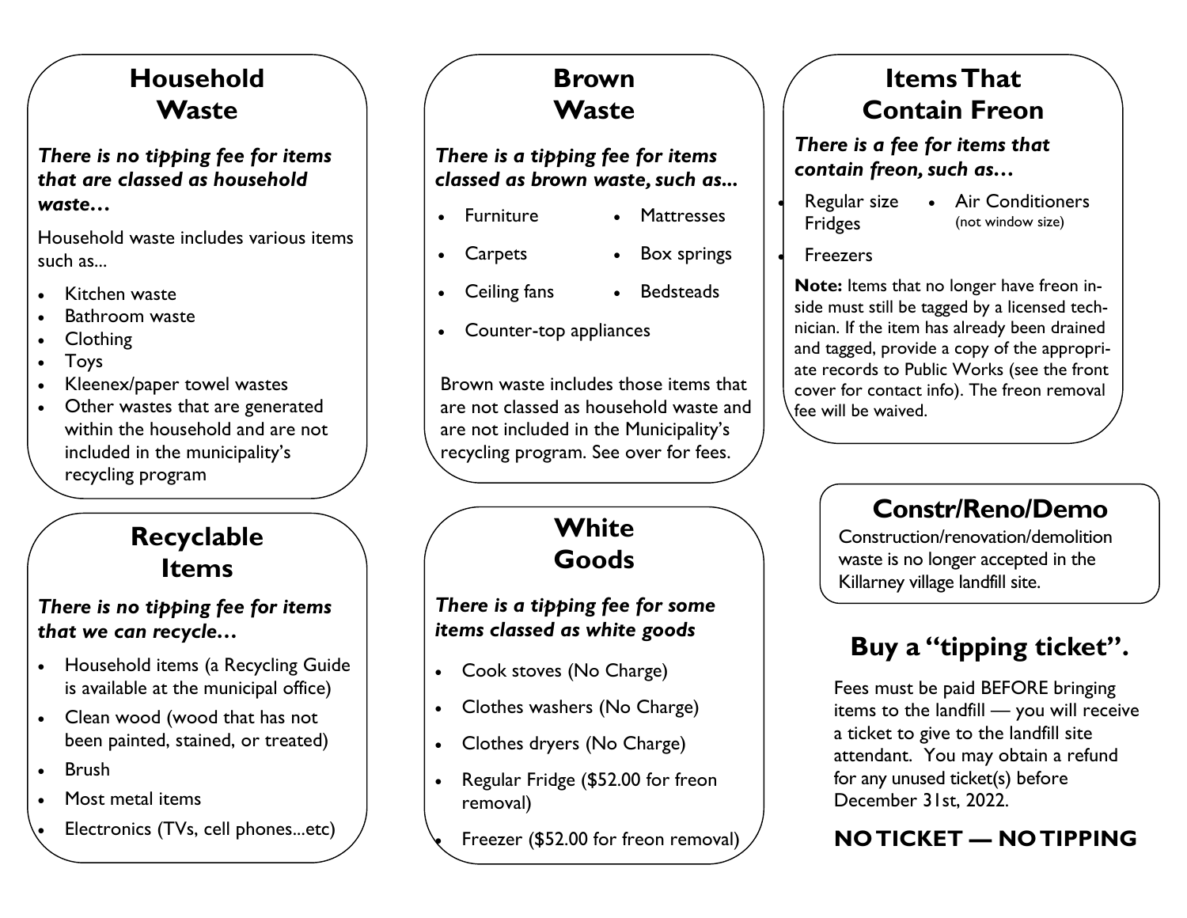## Household Waste

***There is no tipping fee for items that are classed as household waste…***

Household waste includes various items such as...

- Kitchen waste
- Bathroom waste
- Clothing
- Toys
- Kleenex/paper towel wastes
- Other wastes that are generated within the household and are not included in the municipality's recycling program

## Recyclable Items

***There is no tipping fee for items that we can recycle…***

- Household items (a Recycling Guide is available at the municipal office)
- Clean wood (wood that has not been painted, stained, or treated)
- Brush
- Most metal items
- Electronics (TVs, cell phones...etc)

## Brown Waste

***There is a tipping fee for items classed as brown waste, such as...***

- Furniture
- Mattresses
- Carpets
- Box springs
- Ceiling fans
- Bedsteads
- Counter-top appliances

Brown waste includes those items that are not classed as household waste and are not included in the Municipality's recycling program. See over for fees.

## White Goods

***There is a tipping fee for some items classed as white goods***

- Cook stoves (No Charge)
- Clothes washers (No Charge)
- Clothes dryers (No Charge)
- Regular Fridge ($52.00 for freon removal)
- Freezer ($52.00 for freon removal)

## Items That Contain Freon

***There is a fee for items that contain freon, such as…***

- Regular size Fridges
- Air Conditioners (not window size)
- Freezers

**Note:** Items that no longer have freon inside must still be tagged by a licensed technician. If the item has already been drained and tagged, provide a copy of the appropriate records to Public Works (see the front cover for contact info). The freon removal fee will be waived.

## Constr/Reno/Demo

Construction/renovation/demolition waste is no longer accepted in the Killarney village landfill site.

## Buy a "tipping ticket".

Fees must be paid BEFORE bringing items to the landfill — you will receive a ticket to give to the landfill site attendant. You may obtain a refund for any unused ticket(s) before December 31st, 2022.

**NO TICKET — NO TIPPING**